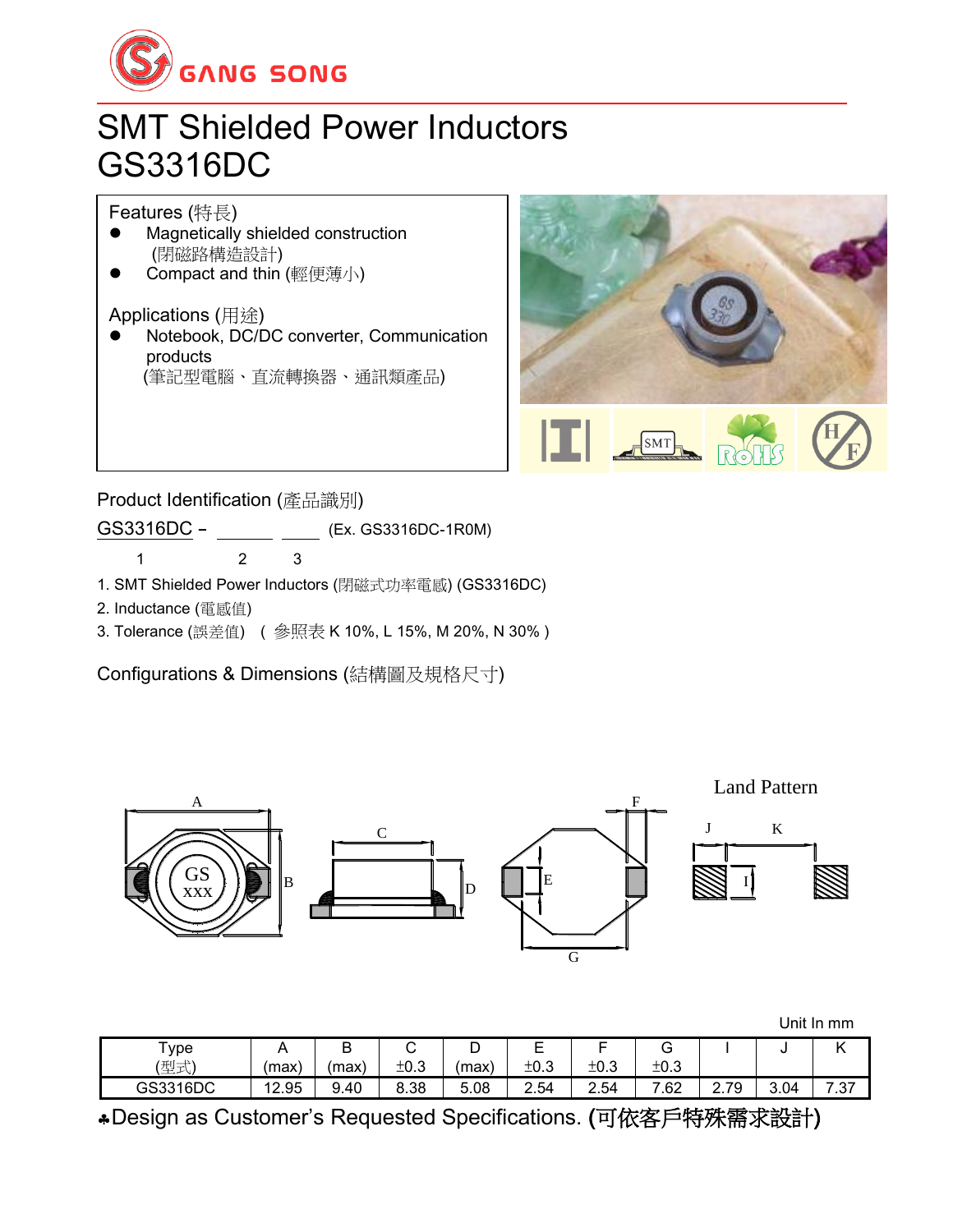GANG SONG

# SMT Shielded Power Inductors
# GS3316DC

## Features (特長)

- Magnetically shielded construction
  (閉磁路構造設計)
- Compact and thin (輕便薄小)

## Applications (用途)

- Notebook, DC/DC converter, Communication products
  (筆記型電腦、直流轉換器、通訊類產品)

## Product Identification (產品識別)

GS3316DC – ______ ____ (Ex. GS3316DC-1R0M)

1 2 3

1. SMT Shielded Power Inductors (閉磁式功率電感) (GS3316DC)
2. Inductance (電感值)
3. Tolerance (誤差值) ( 參照表 K 10%, L 15%, M 20%, N 30% )

## Configurations & Dimensions (結構圖及規格尺寸)

Land Pattern

Unit In mm

| Type (型式) | A (max) | B (max) | C ±0.3 | D (max) | E ±0.3 | F ±0.3 | G ±0.3 | I | J | K |
|---|---|---|---|---|---|---|---|---|---|---|
| GS3316DC | 12.95 | 9.40 | 8.38 | 5.08 | 2.54 | 2.54 | 7.62 | 2.79 | 3.04 | 7.37 |

♣Design as Customer's Requested Specifications. (可依客戶特殊需求設計)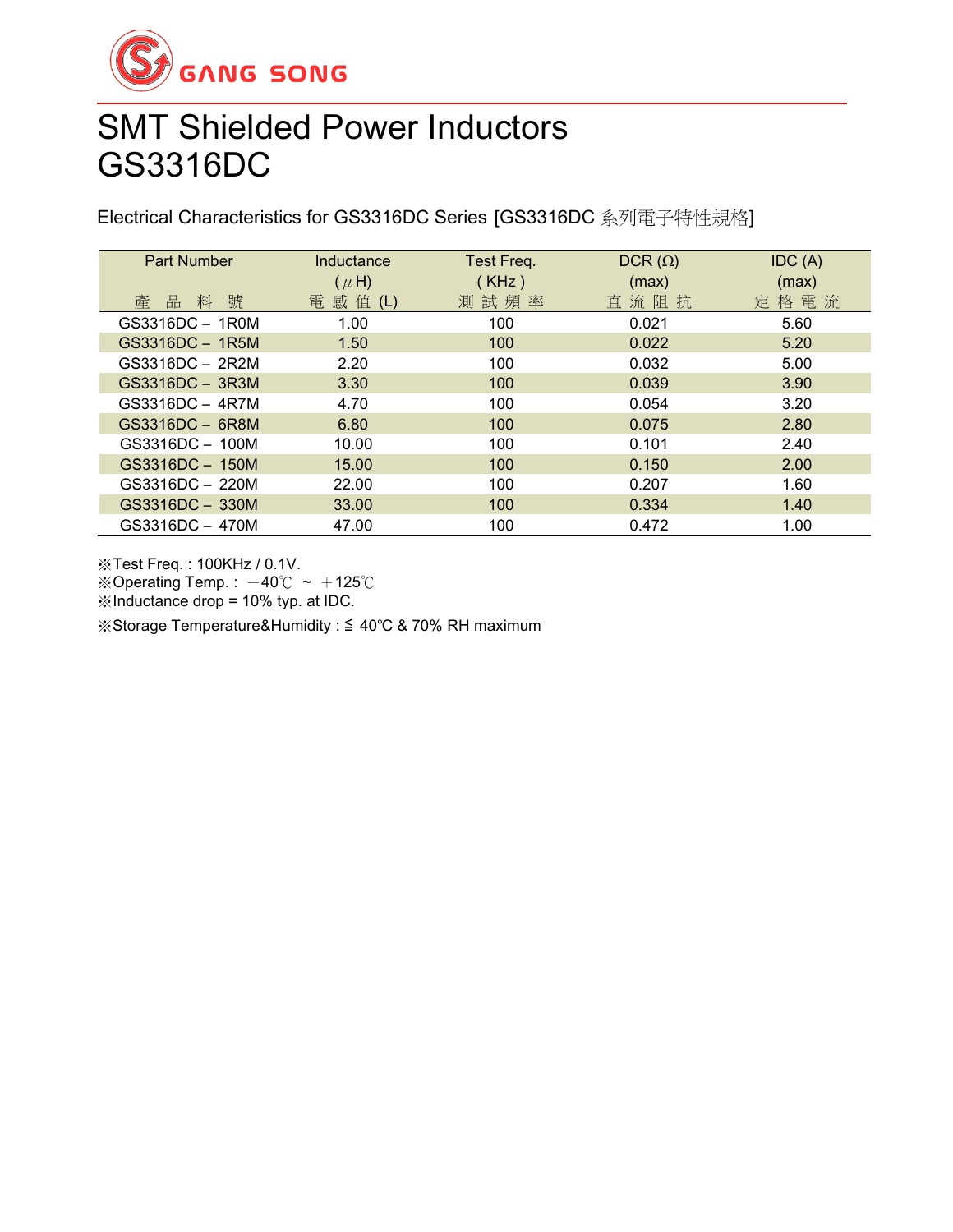GANG SONG

# SMT Shielded Power Inductors
# GS3316DC

Electrical Characteristics for GS3316DC Series [GS3316DC 系列電子特性規格]

| Part Number<br>產 品 料 號 | Inductance<br>( μH)<br>電 感 值 (L) | Test Freq.<br>( KHz )<br>測 試 頻 率 | DCR (Ω)<br>(max)<br>直 流 阻 抗 | IDC (A)<br>(max)<br>定 格 電 流 |
|---|---|---|---|---|
| GS3316DC – 1R0M | 1.00 | 100 | 0.021 | 5.60 |
| GS3316DC – 1R5M | 1.50 | 100 | 0.022 | 5.20 |
| GS3316DC – 2R2M | 2.20 | 100 | 0.032 | 5.00 |
| GS3316DC – 3R3M | 3.30 | 100 | 0.039 | 3.90 |
| GS3316DC – 4R7M | 4.70 | 100 | 0.054 | 3.20 |
| GS3316DC – 6R8M | 6.80 | 100 | 0.075 | 2.80 |
| GS3316DC – 100M | 10.00 | 100 | 0.101 | 2.40 |
| GS3316DC – 150M | 15.00 | 100 | 0.150 | 2.00 |
| GS3316DC – 220M | 22.00 | 100 | 0.207 | 1.60 |
| GS3316DC – 330M | 33.00 | 100 | 0.334 | 1.40 |
| GS3316DC – 470M | 47.00 | 100 | 0.472 | 1.00 |

※Test Freq. : 100KHz / 0.1V.
※Operating Temp. : －40℃ ~ ＋125℃
※Inductance drop = 10% typ. at IDC.
※Storage Temperature&Humidity : ≦ 40℃ & 70% RH maximum